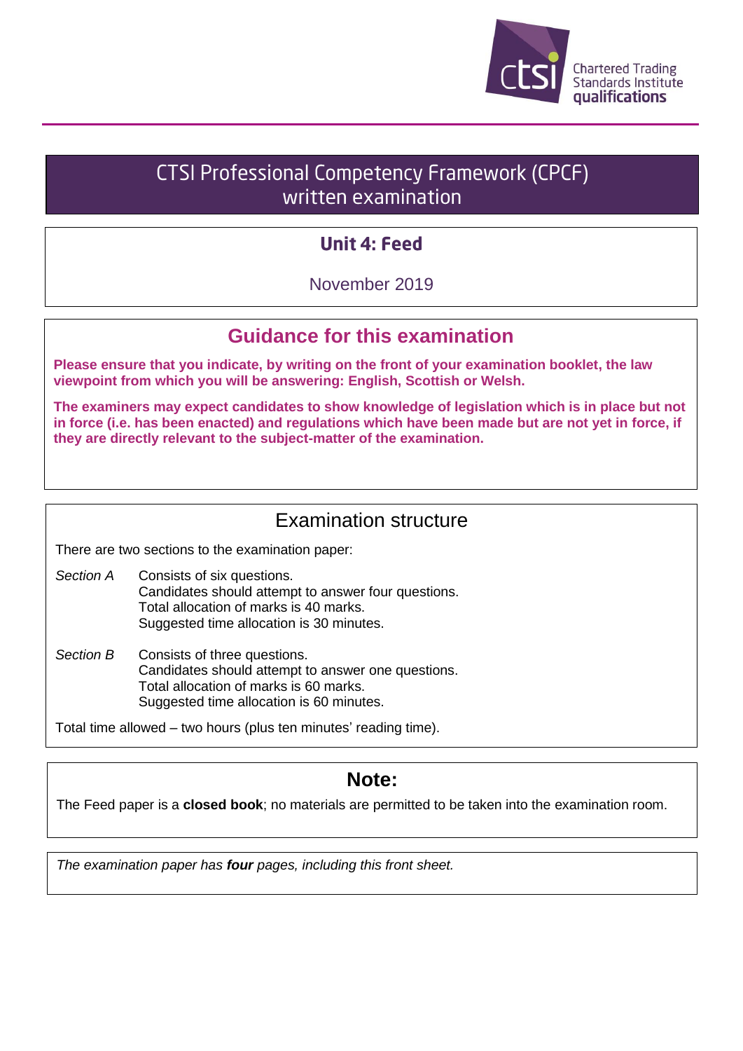Chartered Trading Standards Institute qualifications

# CTSI Professional Competency Framework (CPCF) written examination

## Unit 4: Feed

November 2019

## Guidance for this examination

**Please ensure that you indicate, by writing on the front of your examination booklet, the law viewpoint from which you will be answering: English, Scottish or Welsh.**

**The examiners may expect candidates to show knowledge of legislation which is in place but not in force (i.e. has been enacted) and regulations which have been made but are not yet in force, if they are directly relevant to the subject-matter of the examination.**

## Examination structure

There are two sections to the examination paper:

*Section A*
Consists of six questions.
Candidates should attempt to answer four questions.
Total allocation of marks is 40 marks.
Suggested time allocation is 30 minutes.

*Section B*
Consists of three questions.
Candidates should attempt to answer one questions.
Total allocation of marks is 60 marks.
Suggested time allocation is 60 minutes.

Total time allowed – two hours (plus ten minutes' reading time).

## Note:

The Feed paper is a **closed book**; no materials are permitted to be taken into the examination room.

*The examination paper has* ***four*** *pages, including this front sheet.*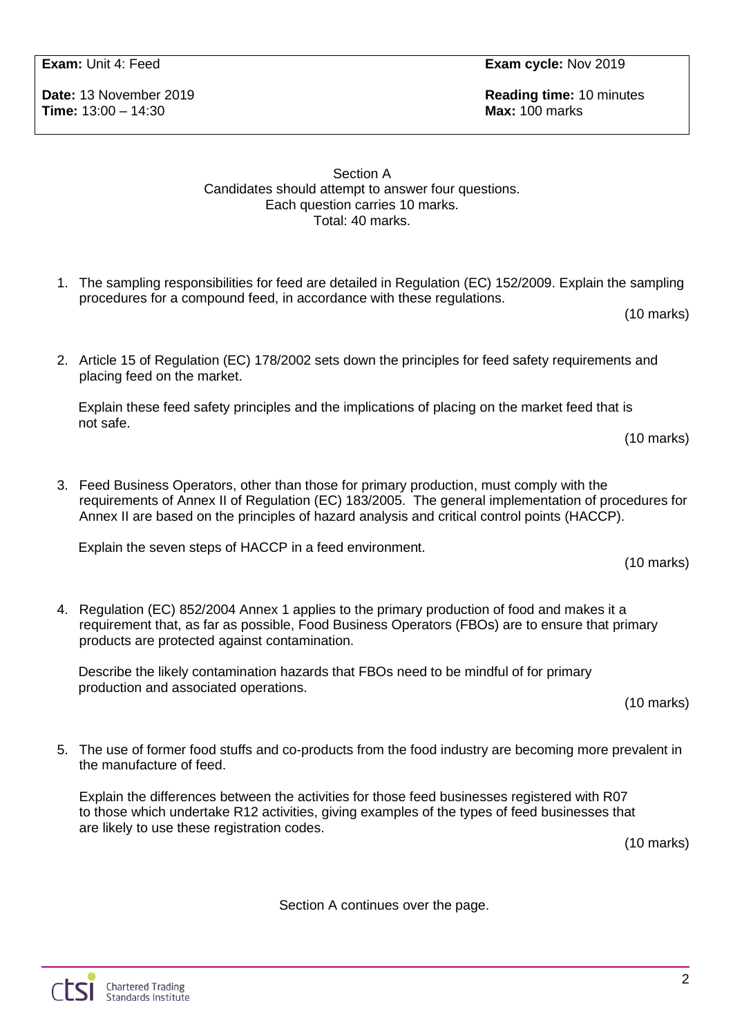| **Exam:** Unit 4: Feed | **Exam cycle:** Nov 2019 |
| --- | --- |
| **Date:** 13 November 2019<br>**Time:** 13:00 – 14:30 | **Reading time:** 10 minutes<br>**Max:** 100 marks |

## Section A

Candidates should attempt to answer four questions.
Each question carries 10 marks.
Total: 40 marks.

1. The sampling responsibilities for feed are detailed in Regulation (EC) 152/2009. Explain the sampling procedures for a compound feed, in accordance with these regulations.

   (10 marks)

2. Article 15 of Regulation (EC) 178/2002 sets down the principles for feed safety requirements and placing feed on the market.

   Explain these feed safety principles and the implications of placing on the market feed that is not safe.

   (10 marks)

3. Feed Business Operators, other than those for primary production, must comply with the requirements of Annex II of Regulation (EC) 183/2005. The general implementation of procedures for Annex II are based on the principles of hazard analysis and critical control points (HACCP).

   Explain the seven steps of HACCP in a feed environment.

   (10 marks)

4. Regulation (EC) 852/2004 Annex 1 applies to the primary production of food and makes it a requirement that, as far as possible, Food Business Operators (FBOs) are to ensure that primary products are protected against contamination.

   Describe the likely contamination hazards that FBOs need to be mindful of for primary production and associated operations.

   (10 marks)

5. The use of former food stuffs and co-products from the food industry are becoming more prevalent in the manufacture of feed.

   Explain the differences between the activities for those feed businesses registered with R07 to those which undertake R12 activities, giving examples of the types of feed businesses that are likely to use these registration codes.

   (10 marks)

Section A continues over the page.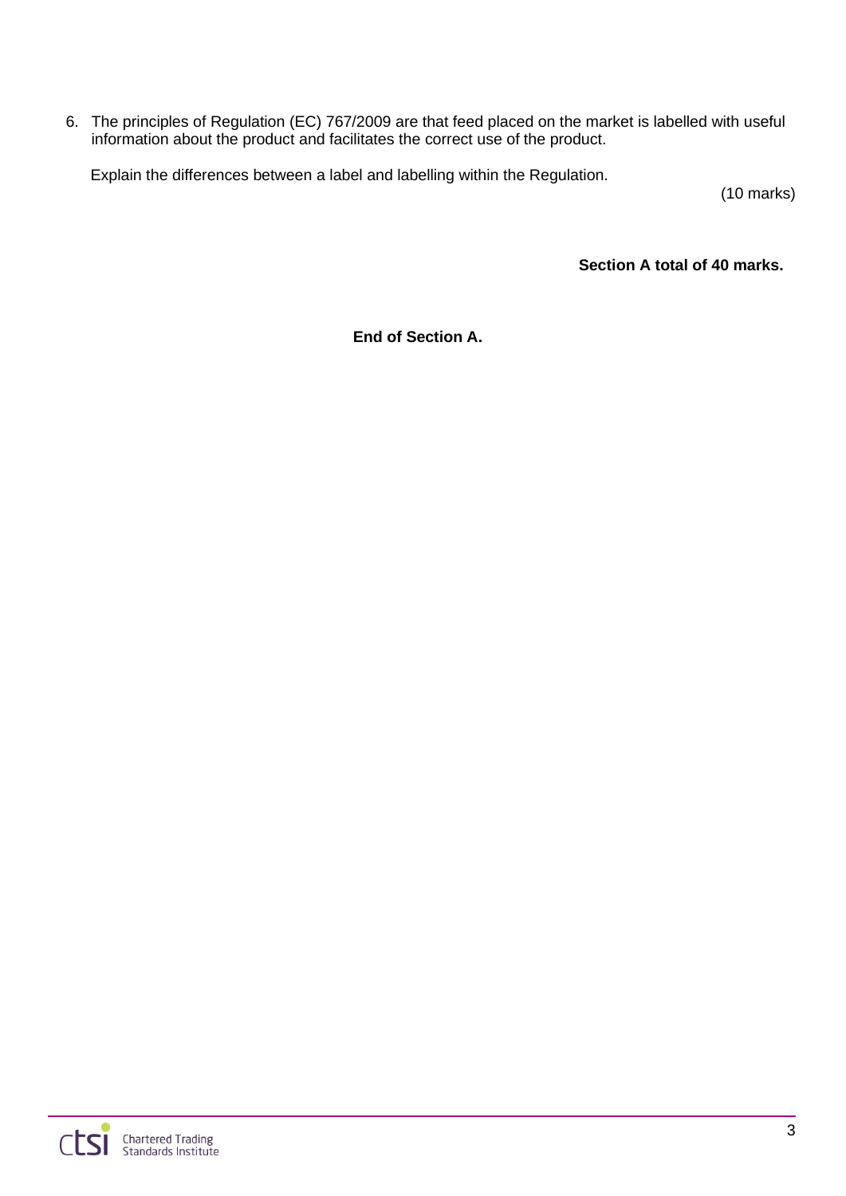6. The principles of Regulation (EC) 767/2009 are that feed placed on the market is labelled with useful information about the product and facilitates the correct use of the product.

   Explain the differences between a label and labelling within the Regulation.

   (10 marks)

**Section A total of 40 marks.**

**End of Section A.**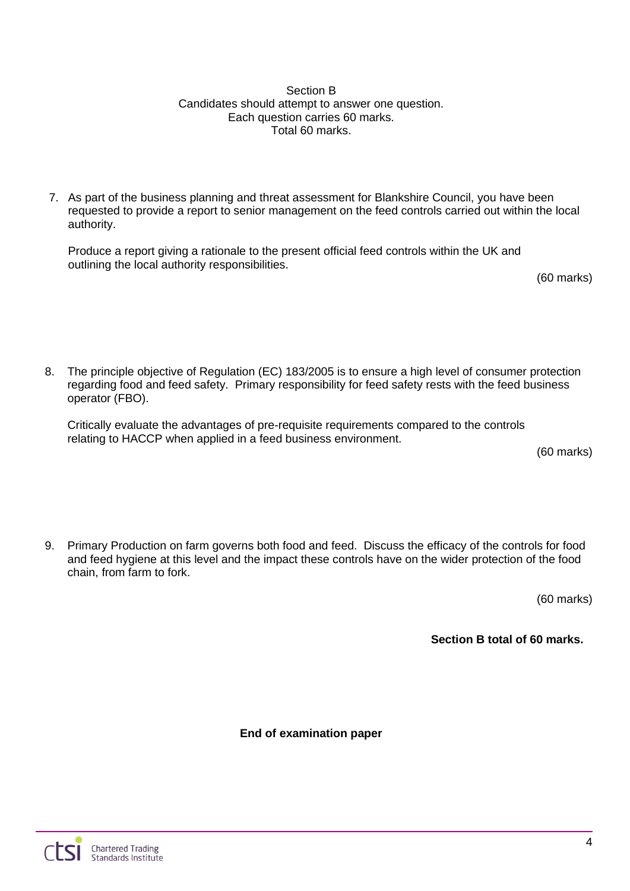Section B
Candidates should attempt to answer one question.
Each question carries 60 marks.
Total 60 marks.

7. As part of the business planning and threat assessment for Blankshire Council, you have been requested to provide a report to senior management on the feed controls carried out within the local authority.

   Produce a report giving a rationale to the present official feed controls within the UK and outlining the local authority responsibilities.

   (60 marks)

8. The principle objective of Regulation (EC) 183/2005 is to ensure a high level of consumer protection regarding food and feed safety. Primary responsibility for feed safety rests with the feed business operator (FBO).

   Critically evaluate the advantages of pre-requisite requirements compared to the controls relating to HACCP when applied in a feed business environment.

   (60 marks)

9. Primary Production on farm governs both food and feed. Discuss the efficacy of the controls for food and feed hygiene at this level and the impact these controls have on the wider protection of the food chain, from farm to fork.

   (60 marks)

**Section B total of 60 marks.**

**End of examination paper**